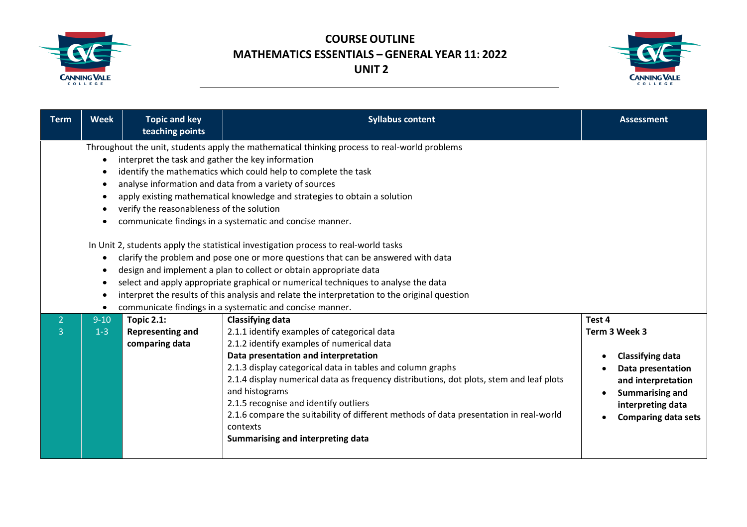# COURSE OUTLINE
# MATHEMATICS ESSENTIALS – GENERAL YEAR 11: 2022
# UNIT 2

| Term | Week | Topic and key teaching points | Syllabus content | Assessment |
|---|---|---|---|---|
| Throughout the unit, students apply the mathematical thinking process to real-world problems<br>• interpret the task and gather the key information<br>• identify the mathematics which could help to complete the task<br>• analyse information and data from a variety of sources<br>• apply existing mathematical knowledge and strategies to obtain a solution<br>• verify the reasonableness of the solution<br>• communicate findings in a systematic and concise manner.<br><br>In Unit 2, students apply the statistical investigation process to real-world tasks<br>• clarify the problem and pose one or more questions that can be answered with data<br>• design and implement a plan to collect or obtain appropriate data<br>• select and apply appropriate graphical or numerical techniques to analyse the data<br>• interpret the results of this analysis and relate the interpretation to the original question<br>• communicate findings in a systematic and concise manner. | | | | |
| 2<br>3 | 9-10<br>1-3 | **Topic 2.1: Representing and comparing data** | **Classifying data**<br>2.1.1 identify examples of categorical data<br>2.1.2 identify examples of numerical data<br>**Data presentation and interpretation**<br>2.1.3 display categorical data in tables and column graphs<br>2.1.4 display numerical data as frequency distributions, dot plots, stem and leaf plots and histograms<br>2.1.5 recognise and identify outliers<br>2.1.6 compare the suitability of different methods of data presentation in real-world contexts<br>**Summarising and interpreting data** | **Test 4**<br>**Term 3 Week 3**<br><br>• **Classifying data**<br>• **Data presentation and interpretation**<br>• **Summarising and interpreting data**<br>• **Comparing data sets** |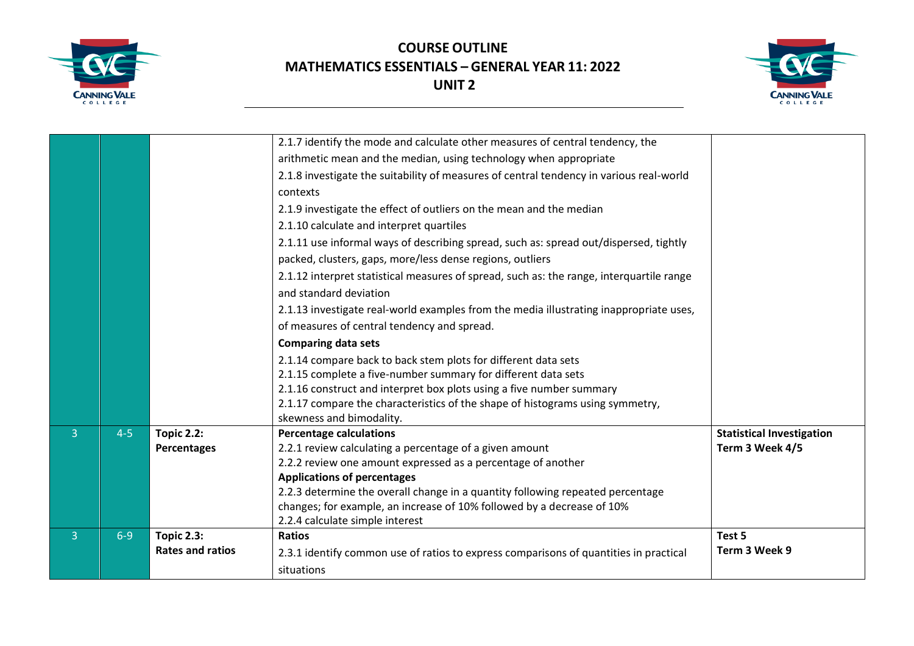# COURSE OUTLINE
# MATHEMATICS ESSENTIALS – GENERAL YEAR 11: 2022
# UNIT 2

| | | | | |
|---|---|---|---|---|
| | | | 2.1.7 identify the mode and calculate other measures of central tendency, the arithmetic mean and the median, using technology when appropriate<br>2.1.8 investigate the suitability of measures of central tendency in various real-world contexts<br>2.1.9 investigate the effect of outliers on the mean and the median<br>2.1.10 calculate and interpret quartiles<br>2.1.11 use informal ways of describing spread, such as: spread out/dispersed, tightly packed, clusters, gaps, more/less dense regions, outliers<br>2.1.12 interpret statistical measures of spread, such as: the range, interquartile range and standard deviation<br>2.1.13 investigate real-world examples from the media illustrating inappropriate uses, of measures of central tendency and spread.<br>**Comparing data sets**<br>2.1.14 compare back to back stem plots for different data sets<br>2.1.15 complete a five-number summary for different data sets<br>2.1.16 construct and interpret box plots using a five number summary<br>2.1.17 compare the characteristics of the shape of histograms using symmetry, skewness and bimodality. | |
| 3 | 4-5 | **Topic 2.2: Percentages** | **Percentage calculations**<br>2.2.1 review calculating a percentage of a given amount<br>2.2.2 review one amount expressed as a percentage of another<br>**Applications of percentages**<br>2.2.3 determine the overall change in a quantity following repeated percentage changes; for example, an increase of 10% followed by a decrease of 10%<br>2.2.4 calculate simple interest | **Statistical Investigation Term 3 Week 4/5** |
| 3 | 6-9 | **Topic 2.3: Rates and ratios** | **Ratios**<br>2.3.1 identify common use of ratios to express comparisons of quantities in practical situations | **Test 5 Term 3 Week 9** |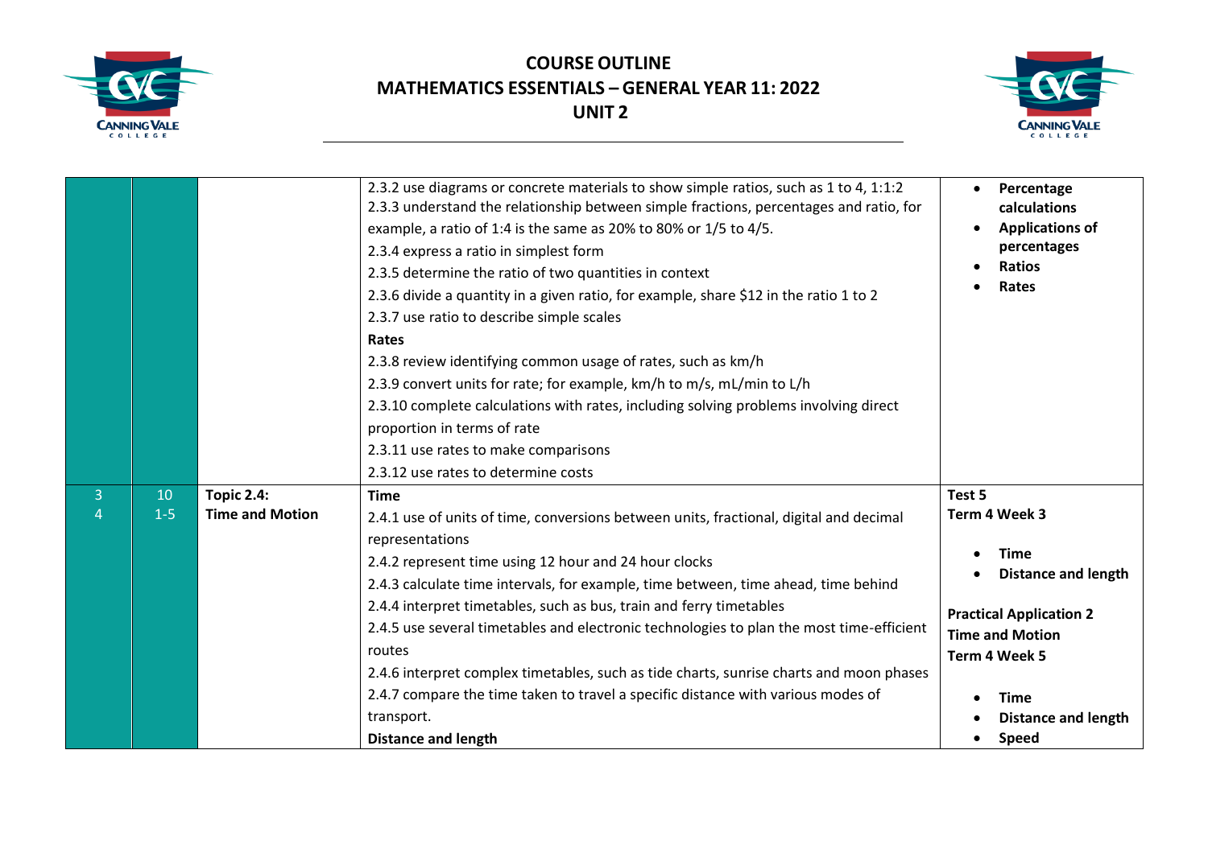| | | | | |
|---|---|---|---|---|
| | | | 2.3.2 use diagrams or concrete materials to show simple ratios, such as 1 to 4, 1:1:2<br>2.3.3 understand the relationship between simple fractions, percentages and ratio, for example, a ratio of 1:4 is the same as 20% to 80% or 1/5 to 4/5.<br>2.3.4 express a ratio in simplest form<br>2.3.5 determine the ratio of two quantities in context<br>2.3.6 divide a quantity in a given ratio, for example, share $12 in the ratio 1 to 2<br>2.3.7 use ratio to describe simple scales<br>**Rates**<br>2.3.8 review identifying common usage of rates, such as km/h<br>2.3.9 convert units for rate; for example, km/h to m/s, mL/min to L/h<br>2.3.10 complete calculations with rates, including solving problems involving direct proportion in terms of rate<br>2.3.11 use rates to make comparisons<br>2.3.12 use rates to determine costs | • **Percentage calculations**<br>• **Applications of percentages**<br>• **Ratios**<br>• **Rates** |
| 3<br>4 | 10<br>1-5 | **Topic 2.4:**<br>**Time and Motion** | **Time**<br>2.4.1 use of units of time, conversions between units, fractional, digital and decimal representations<br>2.4.2 represent time using 12 hour and 24 hour clocks<br>2.4.3 calculate time intervals, for example, time between, time ahead, time behind<br>2.4.4 interpret timetables, such as bus, train and ferry timetables<br>2.4.5 use several timetables and electronic technologies to plan the most time-efficient routes<br>2.4.6 interpret complex timetables, such as tide charts, sunrise charts and moon phases<br>2.4.7 compare the time taken to travel a specific distance with various modes of transport.<br>**Distance and length** | **Test 5**<br>**Term 4 Week 3**<br>• **Time**<br>• **Distance and length**<br><br>**Practical Application 2**<br>**Time and Motion**<br>**Term 4 Week 5**<br>• **Time**<br>• **Distance and length**<br>• **Speed** |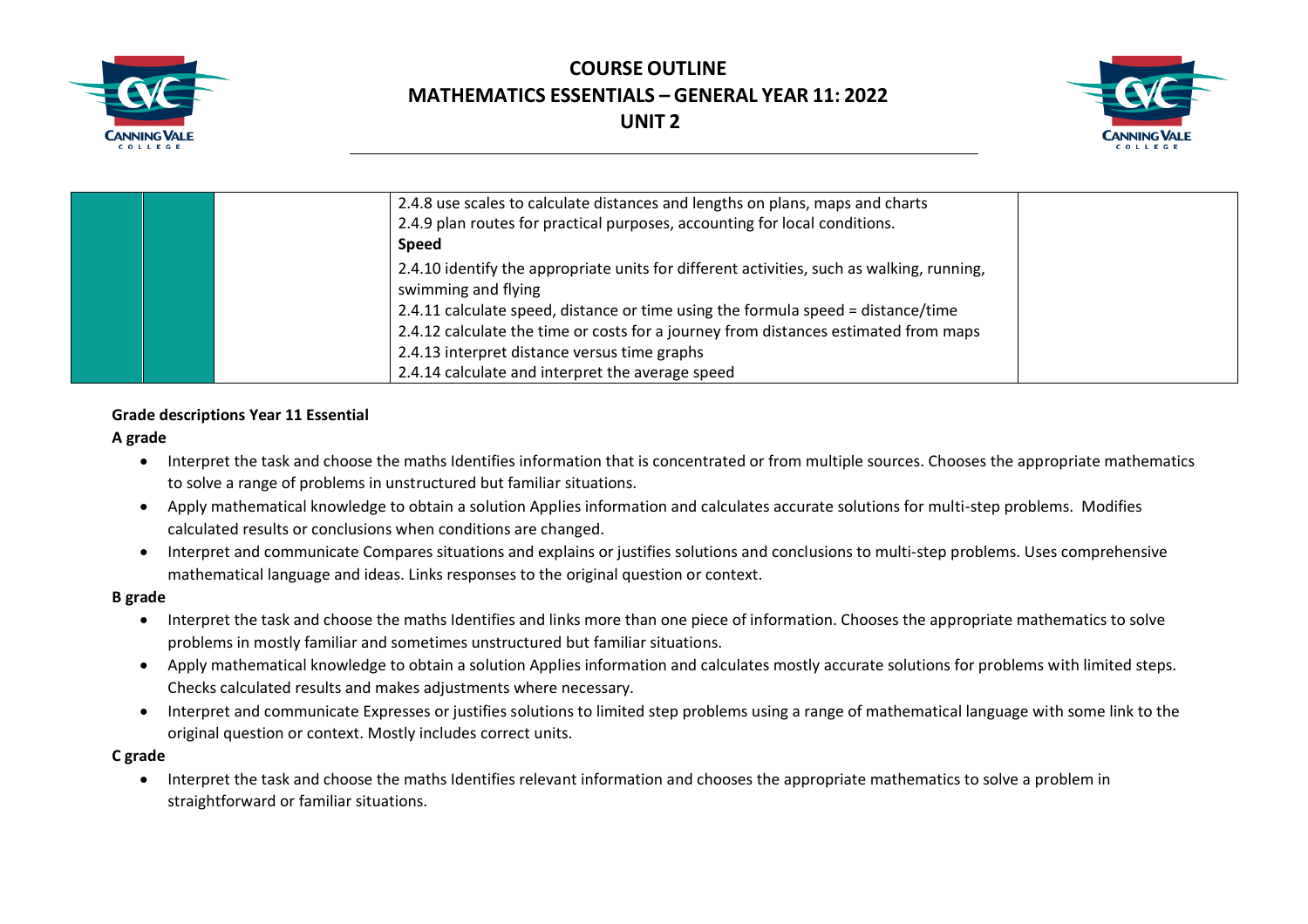| | | | | |
|---|---|---|---|---|
| | | | 2.4.8 use scales to calculate distances and lengths on plans, maps and charts<br>2.4.9 plan routes for practical purposes, accounting for local conditions.<br>**Speed**<br>2.4.10 identify the appropriate units for different activities, such as walking, running, swimming and flying<br>2.4.11 calculate speed, distance or time using the formula speed = distance/time<br>2.4.12 calculate the time or costs for a journey from distances estimated from maps<br>2.4.13 interpret distance versus time graphs<br>2.4.14 calculate and interpret the average speed | |

**Grade descriptions Year 11 Essential**

**A grade**

- Interpret the task and choose the maths Identifies information that is concentrated or from multiple sources. Chooses the appropriate mathematics to solve a range of problems in unstructured but familiar situations.
- Apply mathematical knowledge to obtain a solution Applies information and calculates accurate solutions for multi-step problems. Modifies calculated results or conclusions when conditions are changed.
- Interpret and communicate Compares situations and explains or justifies solutions and conclusions to multi-step problems. Uses comprehensive mathematical language and ideas. Links responses to the original question or context.

**B grade**

- Interpret the task and choose the maths Identifies and links more than one piece of information. Chooses the appropriate mathematics to solve problems in mostly familiar and sometimes unstructured but familiar situations.
- Apply mathematical knowledge to obtain a solution Applies information and calculates mostly accurate solutions for problems with limited steps. Checks calculated results and makes adjustments where necessary.
- Interpret and communicate Expresses or justifies solutions to limited step problems using a range of mathematical language with some link to the original question or context. Mostly includes correct units.

**C grade**

- Interpret the task and choose the maths Identifies relevant information and chooses the appropriate mathematics to solve a problem in straightforward or familiar situations.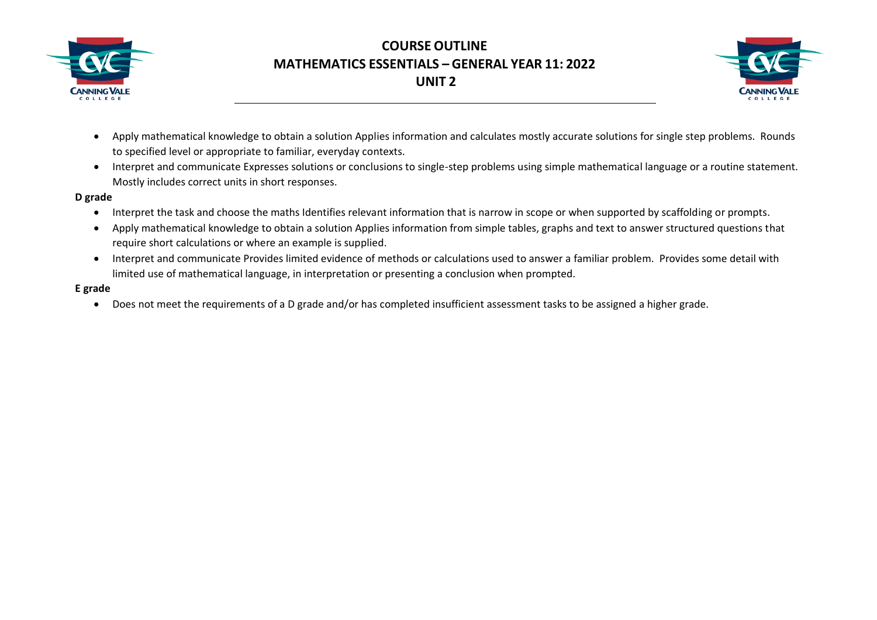- Apply mathematical knowledge to obtain a solution Applies information and calculates mostly accurate solutions for single step problems. Rounds to specified level or appropriate to familiar, everyday contexts.
- Interpret and communicate Expresses solutions or conclusions to single-step problems using simple mathematical language or a routine statement. Mostly includes correct units in short responses.

**D grade**

- Interpret the task and choose the maths Identifies relevant information that is narrow in scope or when supported by scaffolding or prompts.
- Apply mathematical knowledge to obtain a solution Applies information from simple tables, graphs and text to answer structured questions that require short calculations or where an example is supplied.
- Interpret and communicate Provides limited evidence of methods or calculations used to answer a familiar problem. Provides some detail with limited use of mathematical language, in interpretation or presenting a conclusion when prompted.

**E grade**

- Does not meet the requirements of a D grade and/or has completed insufficient assessment tasks to be assigned a higher grade.